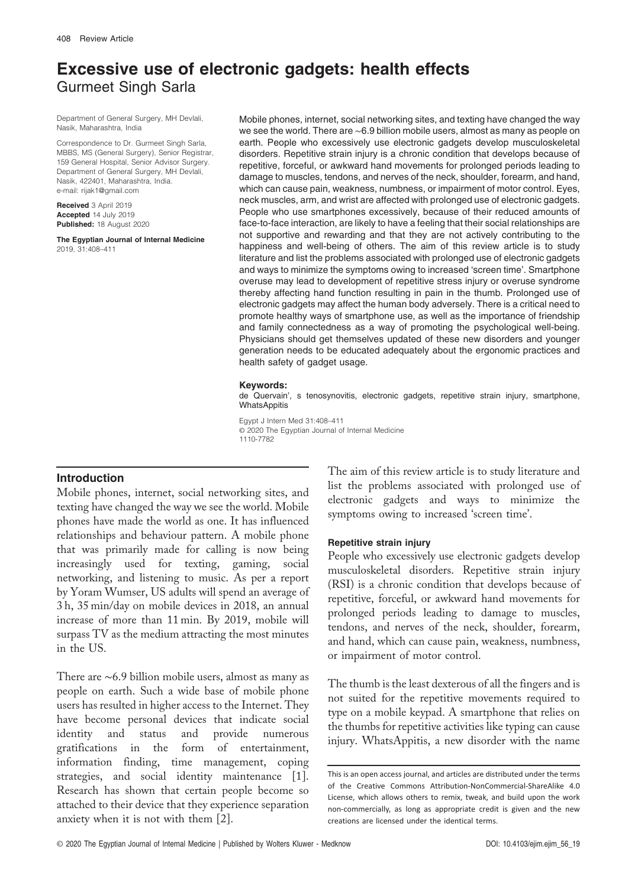# Excessive use of electronic gadgets: health effects

Gurmeet Singh Sarla

Department of General Surgery, MH Devlali, Nasik, Maharashtra, India

Correspondence to Dr. Gurmeet Singh Sarla, MBBS, MS (General Surgery), Senior Registrar, 159 General Hospital, Senior Advisor Surgery. Department of General Surgery, MH Devlali, Nasik, 422401, Maharashtra, India.
e-mail: rijak1@gmail.com

**Received** 3 April 2019
**Accepted** 14 July 2019
**Published:** 18 August 2020

**The Egyptian Journal of Internal Medicine**
2019, 31:408–411

Mobile phones, internet, social networking sites, and texting have changed the way we see the world. There are ~6.9 billion mobile users, almost as many as people on earth. People who excessively use electronic gadgets develop musculoskeletal disorders. Repetitive strain injury is a chronic condition that develops because of repetitive, forceful, or awkward hand movements for prolonged periods leading to damage to muscles, tendons, and nerves of the neck, shoulder, forearm, and hand, which can cause pain, weakness, numbness, or impairment of motor control. Eyes, neck muscles, arm, and wrist are affected with prolonged use of electronic gadgets. People who use smartphones excessively, because of their reduced amounts of face-to-face interaction, are likely to have a feeling that their social relationships are not supportive and rewarding and that they are not actively contributing to the happiness and well-being of others. The aim of this review article is to study literature and list the problems associated with prolonged use of electronic gadgets and ways to minimize the symptoms owing to increased 'screen time'. Smartphone overuse may lead to development of repetitive stress injury or overuse syndrome thereby affecting hand function resulting in pain in the thumb. Prolonged use of electronic gadgets may affect the human body adversely. There is a critical need to promote healthy ways of smartphone use, as well as the importance of friendship and family connectedness as a way of promoting the psychological well-being. Physicians should get themselves updated of these new disorders and younger generation needs to be educated adequately about the ergonomic practices and health safety of gadget usage.

**Keywords:**
de Quervain', s tenosynovitis, electronic gadgets, repetitive strain injury, smartphone, WhatsAppitis

Egypt J Intern Med 31:408–411
© 2020 The Egyptian Journal of Internal Medicine
1110-7782

## Introduction

Mobile phones, internet, social networking sites, and texting have changed the way we see the world. Mobile phones have made the world as one. It has influenced relationships and behaviour pattern. A mobile phone that was primarily made for calling is now being increasingly used for texting, gaming, social networking, and listening to music. As per a report by Yoram Wumser, US adults will spend an average of 3 h, 35 min/day on mobile devices in 2018, an annual increase of more than 11 min. By 2019, mobile will surpass TV as the medium attracting the most minutes in the US.

There are ~6.9 billion mobile users, almost as many as people on earth. Such a wide base of mobile phone users has resulted in higher access to the Internet. They have become personal devices that indicate social identity and status and provide numerous gratifications in the form of entertainment, information finding, time management, coping strategies, and social identity maintenance [1]. Research has shown that certain people become so attached to their device that they experience separation anxiety when it is not with them [2].

The aim of this review article is to study literature and list the problems associated with prolonged use of electronic gadgets and ways to minimize the symptoms owing to increased 'screen time'.

### Repetitive strain injury

People who excessively use electronic gadgets develop musculoskeletal disorders. Repetitive strain injury (RSI) is a chronic condition that develops because of repetitive, forceful, or awkward hand movements for prolonged periods leading to damage to muscles, tendons, and nerves of the neck, shoulder, forearm, and hand, which can cause pain, weakness, numbness, or impairment of motor control.

The thumb is the least dexterous of all the fingers and is not suited for the repetitive movements required to type on a mobile keypad. A smartphone that relies on the thumbs for repetitive activities like typing can cause injury. WhatsAppitis, a new disorder with the name

This is an open access journal, and articles are distributed under the terms of the Creative Commons Attribution-NonCommercial-ShareAlike 4.0 License, which allows others to remix, tweak, and build upon the work non-commercially, as long as appropriate credit is given and the new creations are licensed under the identical terms.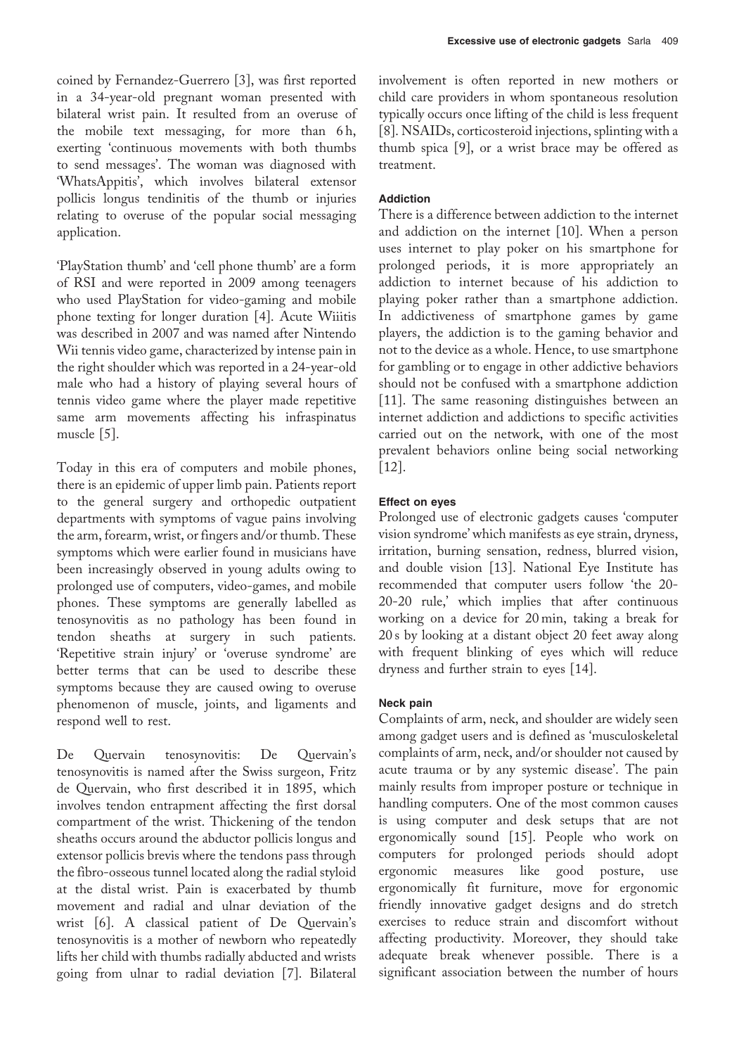coined by Fernandez-Guerrero [3], was first reported in a 34-year-old pregnant woman presented with bilateral wrist pain. It resulted from an overuse of the mobile text messaging, for more than 6 h, exerting 'continuous movements with both thumbs to send messages'. The woman was diagnosed with 'WhatsAppitis', which involves bilateral extensor pollicis longus tendinitis of the thumb or injuries relating to overuse of the popular social messaging application.

'PlayStation thumb' and 'cell phone thumb' are a form of RSI and were reported in 2009 among teenagers who used PlayStation for video-gaming and mobile phone texting for longer duration [4]. Acute Wiiitis was described in 2007 and was named after Nintendo Wii tennis video game, characterized by intense pain in the right shoulder which was reported in a 24-year-old male who had a history of playing several hours of tennis video game where the player made repetitive same arm movements affecting his infraspinatus muscle [5].

Today in this era of computers and mobile phones, there is an epidemic of upper limb pain. Patients report to the general surgery and orthopedic outpatient departments with symptoms of vague pains involving the arm, forearm, wrist, or fingers and/or thumb. These symptoms which were earlier found in musicians have been increasingly observed in young adults owing to prolonged use of computers, video-games, and mobile phones. These symptoms are generally labelled as tenosynovitis as no pathology has been found in tendon sheaths at surgery in such patients. 'Repetitive strain injury' or 'overuse syndrome' are better terms that can be used to describe these symptoms because they are caused owing to overuse phenomenon of muscle, joints, and ligaments and respond well to rest.

De Quervain tenosynovitis: De Quervain's tenosynovitis is named after the Swiss surgeon, Fritz de Quervain, who first described it in 1895, which involves tendon entrapment affecting the first dorsal compartment of the wrist. Thickening of the tendon sheaths occurs around the abductor pollicis longus and extensor pollicis brevis where the tendons pass through the fibro-osseous tunnel located along the radial styloid at the distal wrist. Pain is exacerbated by thumb movement and radial and ulnar deviation of the wrist [6]. A classical patient of De Quervain's tenosynovitis is a mother of newborn who repeatedly lifts her child with thumbs radially abducted and wrists going from ulnar to radial deviation [7]. Bilateral involvement is often reported in new mothers or child care providers in whom spontaneous resolution typically occurs once lifting of the child is less frequent [8]. NSAIDs, corticosteroid injections, splinting with a thumb spica [9], or a wrist brace may be offered as treatment.

#### Addiction

There is a difference between addiction to the internet and addiction on the internet [10]. When a person uses internet to play poker on his smartphone for prolonged periods, it is more appropriately an addiction to internet because of his addiction to playing poker rather than a smartphone addiction. In addictiveness of smartphone games by game players, the addiction is to the gaming behavior and not to the device as a whole. Hence, to use smartphone for gambling or to engage in other addictive behaviors should not be confused with a smartphone addiction [11]. The same reasoning distinguishes between an internet addiction and addictions to specific activities carried out on the network, with one of the most prevalent behaviors online being social networking [12].

#### Effect on eyes

Prolonged use of electronic gadgets causes 'computer vision syndrome' which manifests as eye strain, dryness, irritation, burning sensation, redness, blurred vision, and double vision [13]. National Eye Institute has recommended that computer users follow 'the 20-20-20 rule,' which implies that after continuous working on a device for 20 min, taking a break for 20 s by looking at a distant object 20 feet away along with frequent blinking of eyes which will reduce dryness and further strain to eyes [14].

#### Neck pain

Complaints of arm, neck, and shoulder are widely seen among gadget users and is defined as 'musculoskeletal complaints of arm, neck, and/or shoulder not caused by acute trauma or by any systemic disease'. The pain mainly results from improper posture or technique in handling computers. One of the most common causes is using computer and desk setups that are not ergonomically sound [15]. People who work on computers for prolonged periods should adopt ergonomic measures like good posture, use ergonomically fit furniture, move for ergonomic friendly innovative gadget designs and do stretch exercises to reduce strain and discomfort without affecting productivity. Moreover, they should take adequate break whenever possible. There is a significant association between the number of hours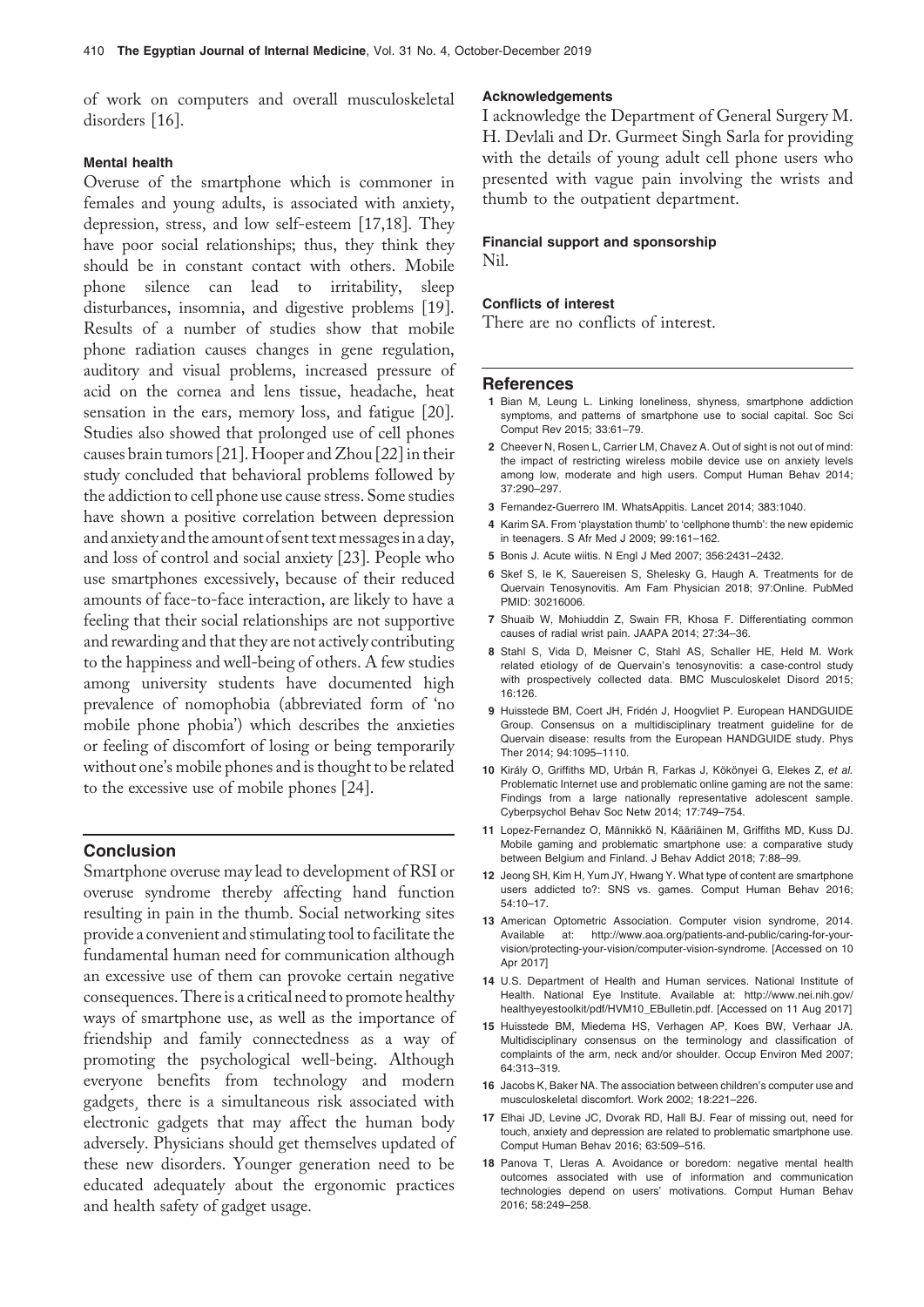of work on computers and overall musculoskeletal disorders [16].

### Mental health

Overuse of the smartphone which is commoner in females and young adults, is associated with anxiety, depression, stress, and low self-esteem [17,18]. They have poor social relationships; thus, they think they should be in constant contact with others. Mobile phone silence can lead to irritability, sleep disturbances, insomnia, and digestive problems [19]. Results of a number of studies show that mobile phone radiation causes changes in gene regulation, auditory and visual problems, increased pressure of acid on the cornea and lens tissue, headache, heat sensation in the ears, memory loss, and fatigue [20]. Studies also showed that prolonged use of cell phones causes brain tumors [21]. Hooper and Zhou [22] in their study concluded that behavioral problems followed by the addiction to cell phone use cause stress. Some studies have shown a positive correlation between depression and anxiety and the amount of sent text messages in a day, and loss of control and social anxiety [23]. People who use smartphones excessively, because of their reduced amounts of face-to-face interaction, are likely to have a feeling that their social relationships are not supportive and rewarding and that they are not actively contributing to the happiness and well-being of others. A few studies among university students have documented high prevalence of nomophobia (abbreviated form of 'no mobile phone phobia') which describes the anxieties or feeling of discomfort of losing or being temporarily without one's mobile phones and is thought to be related to the excessive use of mobile phones [24].

## Conclusion

Smartphone overuse may lead to development of RSI or overuse syndrome thereby affecting hand function resulting in pain in the thumb. Social networking sites provide a convenient and stimulating tool to facilitate the fundamental human need for communication although an excessive use of them can provoke certain negative consequences. There is a critical need to promote healthy ways of smartphone use, as well as the importance of friendship and family connectedness as a way of promoting the psychological well-being. Although everyone benefits from technology and modern gadgets, there is a simultaneous risk associated with electronic gadgets that may affect the human body adversely. Physicians should get themselves updated of these new disorders. Younger generation need to be educated adequately about the ergonomic practices and health safety of gadget usage.

### Acknowledgements

I acknowledge the Department of General Surgery M. H. Devlali and Dr. Gurmeet Singh Sarla for providing with the details of young adult cell phone users who presented with vague pain involving the wrists and thumb to the outpatient department.

### Financial support and sponsorship

Nil.

### Conflicts of interest

There are no conflicts of interest.

## References

1. Bian M, Leung L. Linking loneliness, shyness, smartphone addiction symptoms, and patterns of smartphone use to social capital. Soc Sci Comput Rev 2015; 33:61–79.
2. Cheever N, Rosen L, Carrier LM, Chavez A. Out of sight is not out of mind: the impact of restricting wireless mobile device use on anxiety levels among low, moderate and high users. Comput Human Behav 2014; 37:290–297.
3. Fernandez-Guerrero IM. WhatsAppitis. Lancet 2014; 383:1040.
4. Karim SA. From 'playstation thumb' to 'cellphone thumb': the new epidemic in teenagers. S Afr Med J 2009; 99:161–162.
5. Bonis J. Acute wiitis. N Engl J Med 2007; 356:2431–2432.
6. Skef S, Ie K, Sauereisen S, Shelesky G, Haugh A. Treatments for de Quervain Tenosynovitis. Am Fam Physician 2018; 97:Online. PubMed PMID: 30216006.
7. Shuaib W, Mohiuddin Z, Swain FR, Khosa F. Differentiating common causes of radial wrist pain. JAAPA 2014; 27:34–36.
8. Stahl S, Vida D, Meisner C, Stahl AS, Schaller HE, Held M. Work related etiology of de Quervain's tenosynovitis: a case-control study with prospectively collected data. BMC Musculoskelet Disord 2015; 16:126.
9. Huisstede BM, Coert JH, Fridén J, Hoogvliet P. European HANDGUIDE Group. Consensus on a multidisciplinary treatment guideline for de Quervain disease: results from the European HANDGUIDE study. Phys Ther 2014; 94:1095–1110.
10. Király O, Griffiths MD, Urbán R, Farkas J, Kökönyei G, Elekes Z, *et al.* Problematic Internet use and problematic online gaming are not the same: Findings from a large nationally representative adolescent sample. Cyberpsychol Behav Soc Netw 2014; 17:749–754.
11. Lopez-Fernandez O, Männikkö N, Kääriäinen M, Griffiths MD, Kuss DJ. Mobile gaming and problematic smartphone use: a comparative study between Belgium and Finland. J Behav Addict 2018; 7:88–99.
12. Jeong SH, Kim H, Yum JY, Hwang Y. What type of content are smartphone users addicted to?: SNS vs. games. Comput Human Behav 2016; 54:10–17.
13. American Optometric Association. Computer vision syndrome, 2014. Available at: http://www.aoa.org/patients-and-public/caring-for-your-vision/protecting-your-vision/computer-vision-syndrome. [Accessed on 10 Apr 2017]
14. U.S. Department of Health and Human services. National Institute of Health. National Eye Institute. Available at: http://www.nei.nih.gov/healthyeyestoolkit/pdf/HVM10_EBulletin.pdf. [Accessed on 11 Aug 2017]
15. Huisstede BM, Miedema HS, Verhagen AP, Koes BW, Verhaar JA. Multidisciplinary consensus on the terminology and classification of complaints of the arm, neck and/or shoulder. Occup Environ Med 2007; 64:313–319.
16. Jacobs K, Baker NA. The association between children's computer use and musculoskeletal discomfort. Work 2002; 18:221–226.
17. Elhai JD, Levine JC, Dvorak RD, Hall BJ. Fear of missing out, need for touch, anxiety and depression are related to problematic smartphone use. Comput Human Behav 2016; 63:509–516.
18. Panova T, Lleras A. Avoidance or boredom: negative mental health outcomes associated with use of information and communication technologies depend on users' motivations. Comput Human Behav 2016; 58:249–258.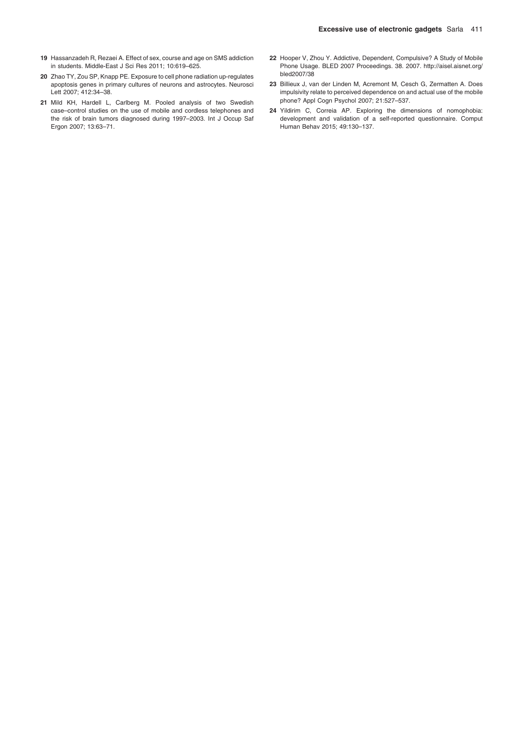19 Hassanzadeh R, Rezaei A. Effect of sex, course and age on SMS addiction in students. Middle-East J Sci Res 2011; 10:619–625.

20 Zhao TY, Zou SP, Knapp PE. Exposure to cell phone radiation up-regulates apoptosis genes in primary cultures of neurons and astrocytes. Neurosci Lett 2007; 412:34–38.

21 Mild KH, Hardell L, Carlberg M. Pooled analysis of two Swedish case–control studies on the use of mobile and cordless telephones and the risk of brain tumors diagnosed during 1997–2003. Int J Occup Saf Ergon 2007; 13:63–71.

22 Hooper V, Zhou Y. Addictive, Dependent, Compulsive? A Study of Mobile Phone Usage. BLED 2007 Proceedings. 38. 2007. http://aisel.aisnet.org/bled2007/38

23 Billieux J, van der Linden M, Acremont M, Cesch G, Zermatten A. Does impulsivity relate to perceived dependence on and actual use of the mobile phone? Appl Cogn Psychol 2007; 21:527–537.

24 Yildirim C, Correia AP. Exploring the dimensions of nomophobia: development and validation of a self-reported questionnaire. Comput Human Behav 2015; 49:130–137.